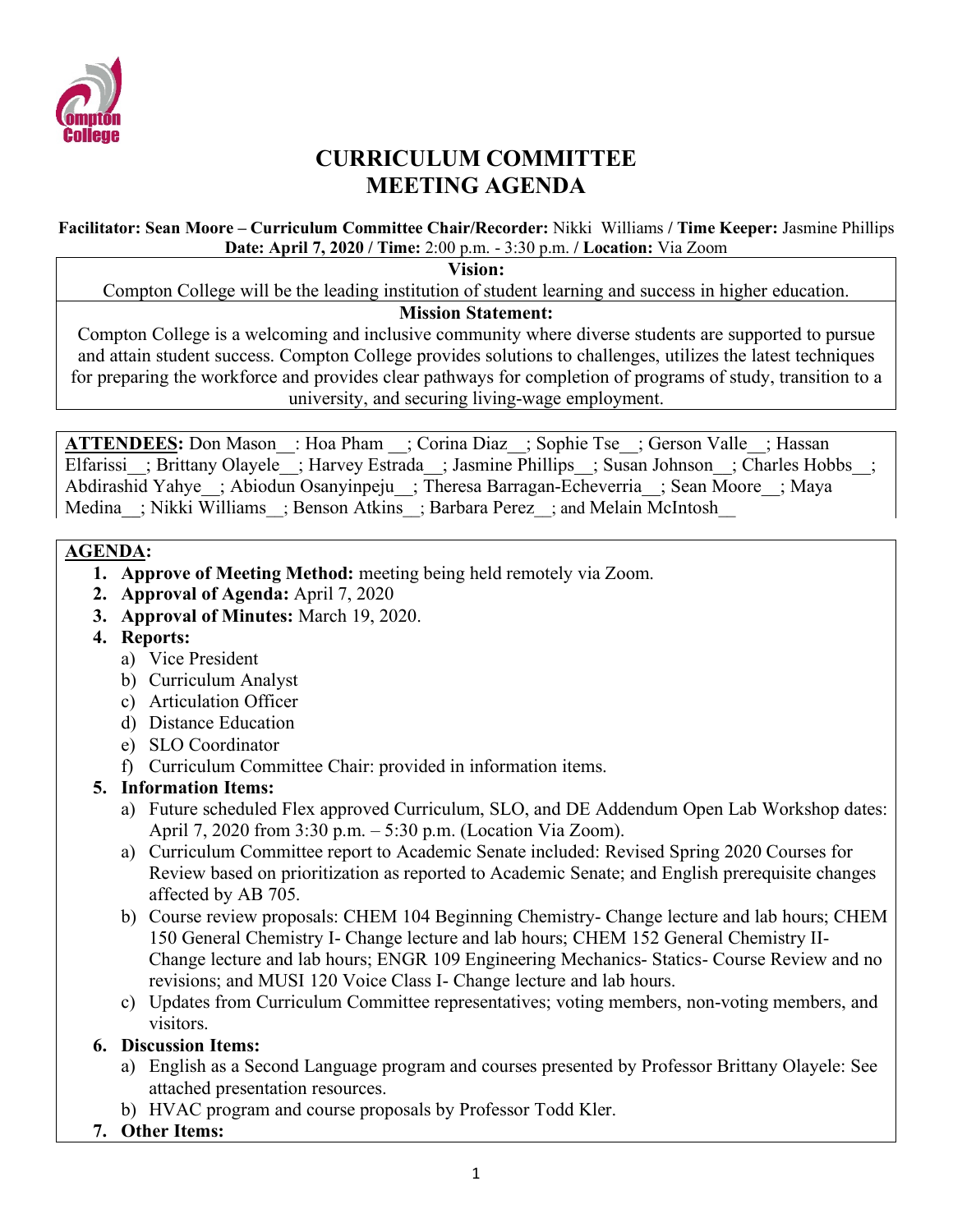# CURRICULUM COMMITTEE
# MEETING AGENDA

**Facilitator: Sean Moore – Curriculum Committee Chair/Recorder:** Nikki Williams **/ Time Keeper:** Jasmine Phillips
**Date: April 7, 2020 / Time:** 2:00 p.m. - 3:30 p.m. **/ Location:** Via Zoom

**Vision:**
Compton College will be the leading institution of student learning and success in higher education.

**Mission Statement:**
Compton College is a welcoming and inclusive community where diverse students are supported to pursue and attain student success. Compton College provides solutions to challenges, utilizes the latest techniques for preparing the workforce and provides clear pathways for completion of programs of study, transition to a university, and securing living-wage employment.

**ATTENDEES:** Don Mason__: Hoa Pham __; Corina Diaz__; Sophie Tse__; Gerson Valle__; Hassan Elfarissi__; Brittany Olayele__; Harvey Estrada__; Jasmine Phillips__; Susan Johnson__; Charles Hobbs__; Abdirashid Yahye__; Abiodun Osanyinpeju__; Theresa Barragan-Echeverria__; Sean Moore__; Maya Medina__; Nikki Williams__; Benson Atkins__; Barbara Perez__; and Melain McIntosh__

**AGENDA:**

1. **Approve of Meeting Method:** meeting being held remotely via Zoom.
2. **Approval of Agenda:** April 7, 2020
3. **Approval of Minutes:** March 19, 2020.
4. **Reports:**
   a) Vice President
   b) Curriculum Analyst
   c) Articulation Officer
   d) Distance Education
   e) SLO Coordinator
   f) Curriculum Committee Chair: provided in information items.
5. **Information Items:**
   a) Future scheduled Flex approved Curriculum, SLO, and DE Addendum Open Lab Workshop dates: April 7, 2020 from 3:30 p.m. – 5:30 p.m. (Location Via Zoom).
   a) Curriculum Committee report to Academic Senate included: Revised Spring 2020 Courses for Review based on prioritization as reported to Academic Senate; and English prerequisite changes affected by AB 705.
   b) Course review proposals: CHEM 104 Beginning Chemistry- Change lecture and lab hours; CHEM 150 General Chemistry I- Change lecture and lab hours; CHEM 152 General Chemistry II- Change lecture and lab hours; ENGR 109 Engineering Mechanics- Statics- Course Review and no revisions; and MUSI 120 Voice Class I- Change lecture and lab hours.
   c) Updates from Curriculum Committee representatives; voting members, non-voting members, and visitors.
6. **Discussion Items:**
   a) English as a Second Language program and courses presented by Professor Brittany Olayele: See attached presentation resources.
   b) HVAC program and course proposals by Professor Todd Kler.
7. **Other Items:**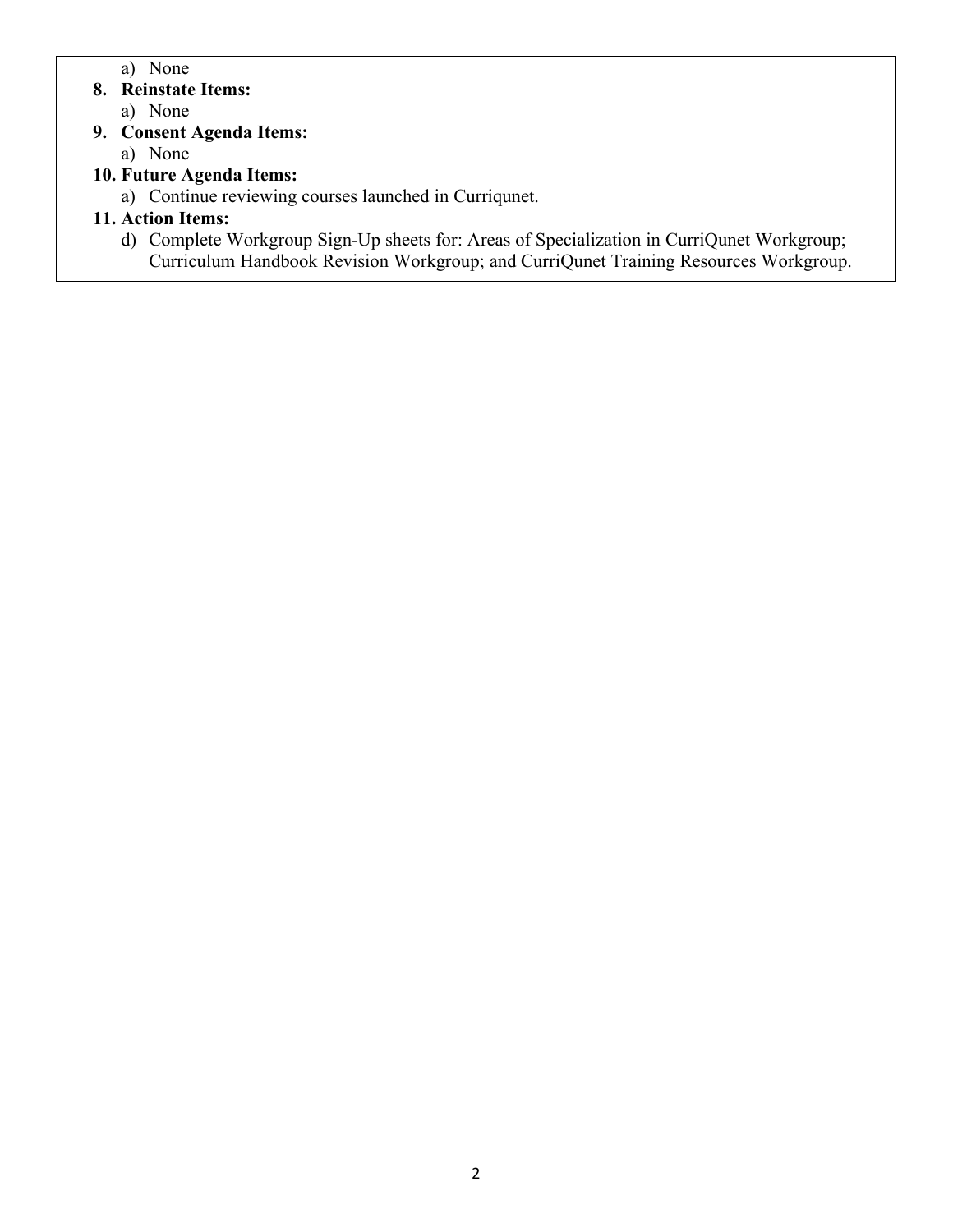a) None

8. **Reinstate Items:**
   a) None
9. **Consent Agenda Items:**
   a) None
10. **Future Agenda Items:**
    a) Continue reviewing courses launched in Curriqunet.
11. **Action Items:**
    d) Complete Workgroup Sign-Up sheets for: Areas of Specialization in CurriQunet Workgroup; Curriculum Handbook Revision Workgroup; and CurriQunet Training Resources Workgroup.